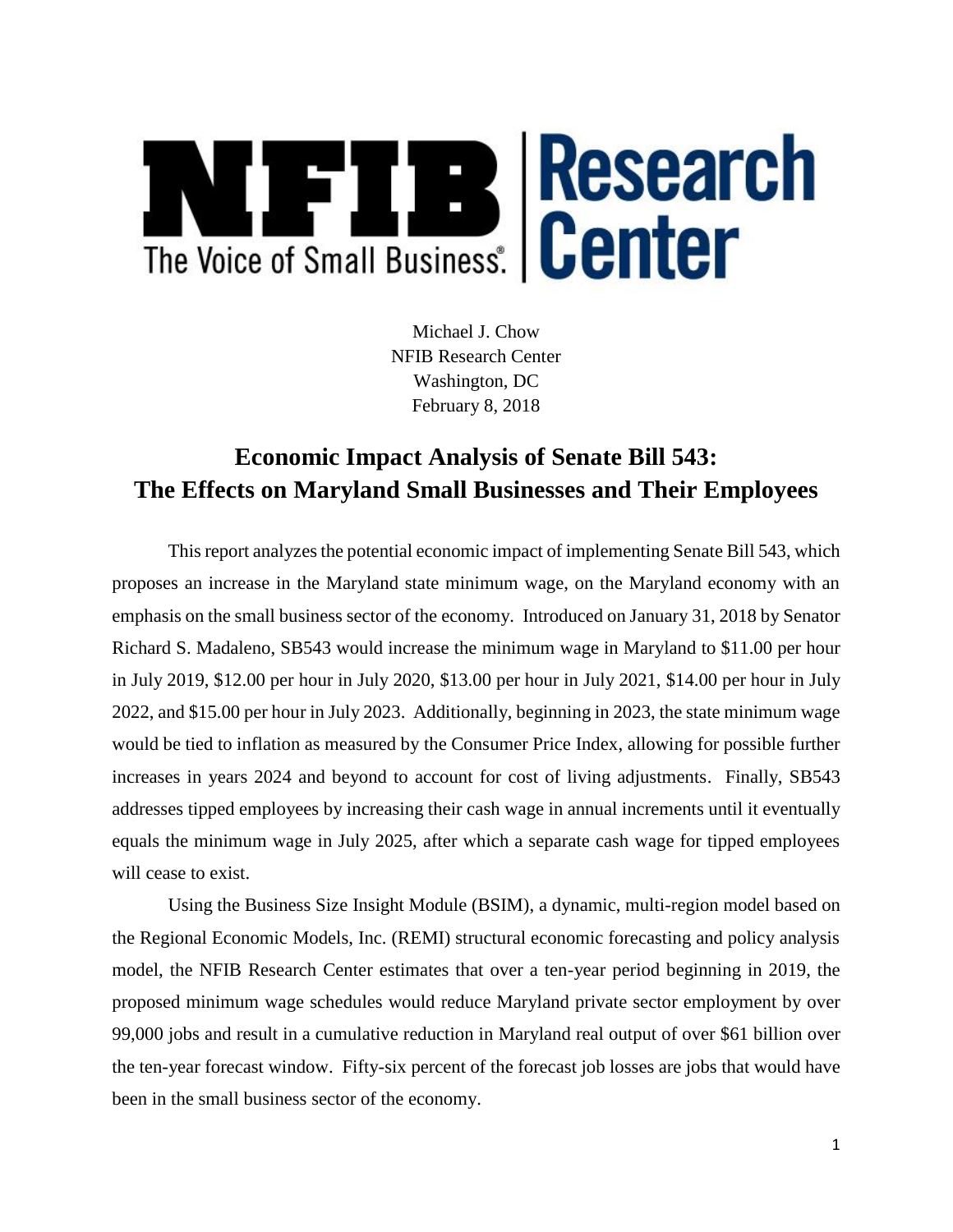NFIB The Voice of Small Business. | Research Center

Michael J. Chow
NFIB Research Center
Washington, DC
February 8, 2018

# Economic Impact Analysis of Senate Bill 543: The Effects on Maryland Small Businesses and Their Employees

This report analyzes the potential economic impact of implementing Senate Bill 543, which proposes an increase in the Maryland state minimum wage, on the Maryland economy with an emphasis on the small business sector of the economy. Introduced on January 31, 2018 by Senator Richard S. Madaleno, SB543 would increase the minimum wage in Maryland to $11.00 per hour in July 2019, $12.00 per hour in July 2020, $13.00 per hour in July 2021, $14.00 per hour in July 2022, and $15.00 per hour in July 2023. Additionally, beginning in 2023, the state minimum wage would be tied to inflation as measured by the Consumer Price Index, allowing for possible further increases in years 2024 and beyond to account for cost of living adjustments. Finally, SB543 addresses tipped employees by increasing their cash wage in annual increments until it eventually equals the minimum wage in July 2025, after which a separate cash wage for tipped employees will cease to exist.

Using the Business Size Insight Module (BSIM), a dynamic, multi-region model based on the Regional Economic Models, Inc. (REMI) structural economic forecasting and policy analysis model, the NFIB Research Center estimates that over a ten-year period beginning in 2019, the proposed minimum wage schedules would reduce Maryland private sector employment by over 99,000 jobs and result in a cumulative reduction in Maryland real output of over $61 billion over the ten-year forecast window. Fifty-six percent of the forecast job losses are jobs that would have been in the small business sector of the economy.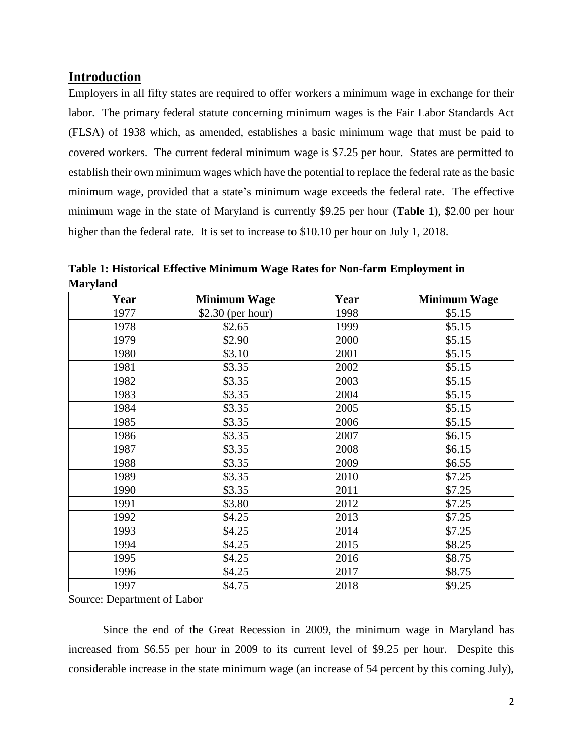## Introduction

Employers in all fifty states are required to offer workers a minimum wage in exchange for their labor. The primary federal statute concerning minimum wages is the Fair Labor Standards Act (FLSA) of 1938 which, as amended, establishes a basic minimum wage that must be paid to covered workers. The current federal minimum wage is $7.25 per hour. States are permitted to establish their own minimum wages which have the potential to replace the federal rate as the basic minimum wage, provided that a state's minimum wage exceeds the federal rate. The effective minimum wage in the state of Maryland is currently $9.25 per hour (**Table 1**), $2.00 per hour higher than the federal rate. It is set to increase to $10.10 per hour on July 1, 2018.

**Table 1: Historical Effective Minimum Wage Rates for Non-farm Employment in Maryland**

| Year | Minimum Wage | Year | Minimum Wage |
|---|---|---|---|
| 1977 | $2.30 (per hour) | 1998 | $5.15 |
| 1978 | $2.65 | 1999 | $5.15 |
| 1979 | $2.90 | 2000 | $5.15 |
| 1980 | $3.10 | 2001 | $5.15 |
| 1981 | $3.35 | 2002 | $5.15 |
| 1982 | $3.35 | 2003 | $5.15 |
| 1983 | $3.35 | 2004 | $5.15 |
| 1984 | $3.35 | 2005 | $5.15 |
| 1985 | $3.35 | 2006 | $5.15 |
| 1986 | $3.35 | 2007 | $6.15 |
| 1987 | $3.35 | 2008 | $6.15 |
| 1988 | $3.35 | 2009 | $6.55 |
| 1989 | $3.35 | 2010 | $7.25 |
| 1990 | $3.35 | 2011 | $7.25 |
| 1991 | $3.80 | 2012 | $7.25 |
| 1992 | $4.25 | 2013 | $7.25 |
| 1993 | $4.25 | 2014 | $7.25 |
| 1994 | $4.25 | 2015 | $8.25 |
| 1995 | $4.25 | 2016 | $8.75 |
| 1996 | $4.25 | 2017 | $8.75 |
| 1997 | $4.75 | 2018 | $9.25 |

Source: Department of Labor

Since the end of the Great Recession in 2009, the minimum wage in Maryland has increased from $6.55 per hour in 2009 to its current level of $9.25 per hour. Despite this considerable increase in the state minimum wage (an increase of 54 percent by this coming July),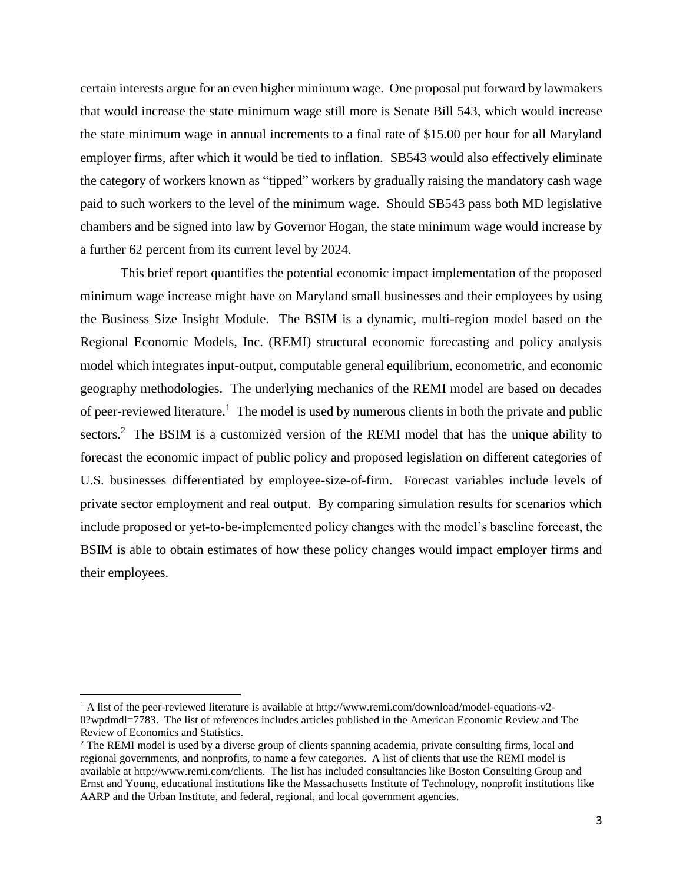certain interests argue for an even higher minimum wage. One proposal put forward by lawmakers that would increase the state minimum wage still more is Senate Bill 543, which would increase the state minimum wage in annual increments to a final rate of $15.00 per hour for all Maryland employer firms, after which it would be tied to inflation. SB543 would also effectively eliminate the category of workers known as "tipped" workers by gradually raising the mandatory cash wage paid to such workers to the level of the minimum wage. Should SB543 pass both MD legislative chambers and be signed into law by Governor Hogan, the state minimum wage would increase by a further 62 percent from its current level by 2024.

This brief report quantifies the potential economic impact implementation of the proposed minimum wage increase might have on Maryland small businesses and their employees by using the Business Size Insight Module. The BSIM is a dynamic, multi-region model based on the Regional Economic Models, Inc. (REMI) structural economic forecasting and policy analysis model which integrates input-output, computable general equilibrium, econometric, and economic geography methodologies. The underlying mechanics of the REMI model are based on decades of peer-reviewed literature.[1] The model is used by numerous clients in both the private and public sectors.[2] The BSIM is a customized version of the REMI model that has the unique ability to forecast the economic impact of public policy and proposed legislation on different categories of U.S. businesses differentiated by employee-size-of-firm. Forecast variables include levels of private sector employment and real output. By comparing simulation results for scenarios which include proposed or yet-to-be-implemented policy changes with the model's baseline forecast, the BSIM is able to obtain estimates of how these policy changes would impact employer firms and their employees.

---

[1] A list of the peer-reviewed literature is available at http://www.remi.com/download/model-equations-v2-0?wpdmdl=7783. The list of references includes articles published in the American Economic Review and The Review of Economics and Statistics.

[2] The REMI model is used by a diverse group of clients spanning academia, private consulting firms, local and regional governments, and nonprofits, to name a few categories. A list of clients that use the REMI model is available at http://www.remi.com/clients. The list has included consultancies like Boston Consulting Group and Ernst and Young, educational institutions like the Massachusetts Institute of Technology, nonprofit institutions like AARP and the Urban Institute, and federal, regional, and local government agencies.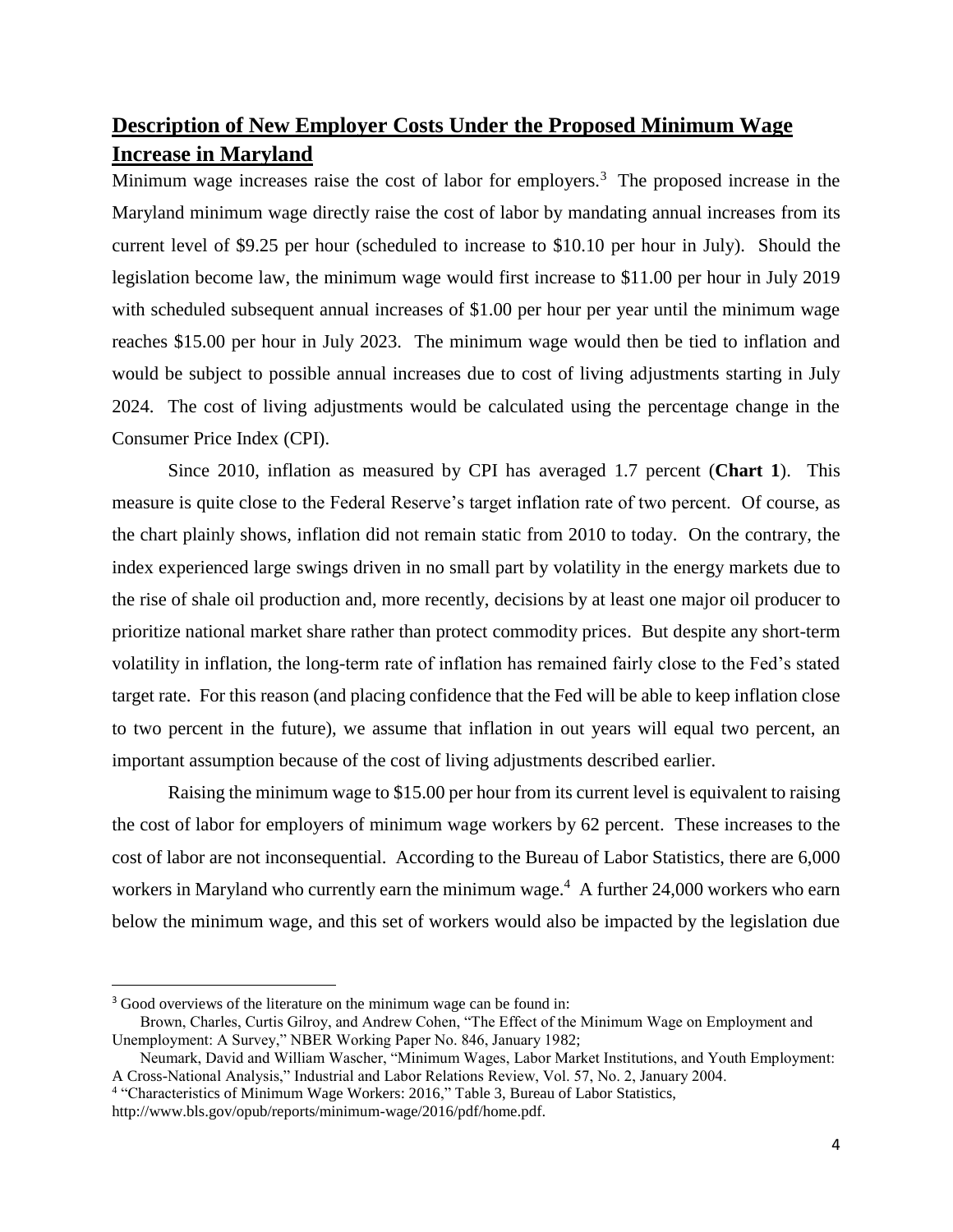## Description of New Employer Costs Under the Proposed Minimum Wage Increase in Maryland

Minimum wage increases raise the cost of labor for employers.[3] The proposed increase in the Maryland minimum wage directly raise the cost of labor by mandating annual increases from its current level of $9.25 per hour (scheduled to increase to $10.10 per hour in July). Should the legislation become law, the minimum wage would first increase to $11.00 per hour in July 2019 with scheduled subsequent annual increases of $1.00 per hour per year until the minimum wage reaches $15.00 per hour in July 2023. The minimum wage would then be tied to inflation and would be subject to possible annual increases due to cost of living adjustments starting in July 2024. The cost of living adjustments would be calculated using the percentage change in the Consumer Price Index (CPI).

Since 2010, inflation as measured by CPI has averaged 1.7 percent (**Chart 1**). This measure is quite close to the Federal Reserve's target inflation rate of two percent. Of course, as the chart plainly shows, inflation did not remain static from 2010 to today. On the contrary, the index experienced large swings driven in no small part by volatility in the energy markets due to the rise of shale oil production and, more recently, decisions by at least one major oil producer to prioritize national market share rather than protect commodity prices. But despite any short-term volatility in inflation, the long-term rate of inflation has remained fairly close to the Fed's stated target rate. For this reason (and placing confidence that the Fed will be able to keep inflation close to two percent in the future), we assume that inflation in out years will equal two percent, an important assumption because of the cost of living adjustments described earlier.

Raising the minimum wage to $15.00 per hour from its current level is equivalent to raising the cost of labor for employers of minimum wage workers by 62 percent. These increases to the cost of labor are not inconsequential. According to the Bureau of Labor Statistics, there are 6,000 workers in Maryland who currently earn the minimum wage.[4] A further 24,000 workers who earn below the minimum wage, and this set of workers would also be impacted by the legislation due

---

[3] Good overviews of the literature on the minimum wage can be found in:
Brown, Charles, Curtis Gilroy, and Andrew Cohen, "The Effect of the Minimum Wage on Employment and Unemployment: A Survey," NBER Working Paper No. 846, January 1982;
Neumark, David and William Wascher, "Minimum Wages, Labor Market Institutions, and Youth Employment: A Cross-National Analysis," Industrial and Labor Relations Review, Vol. 57, No. 2, January 2004.

[4] "Characteristics of Minimum Wage Workers: 2016," Table 3, Bureau of Labor Statistics, http://www.bls.gov/opub/reports/minimum-wage/2016/pdf/home.pdf.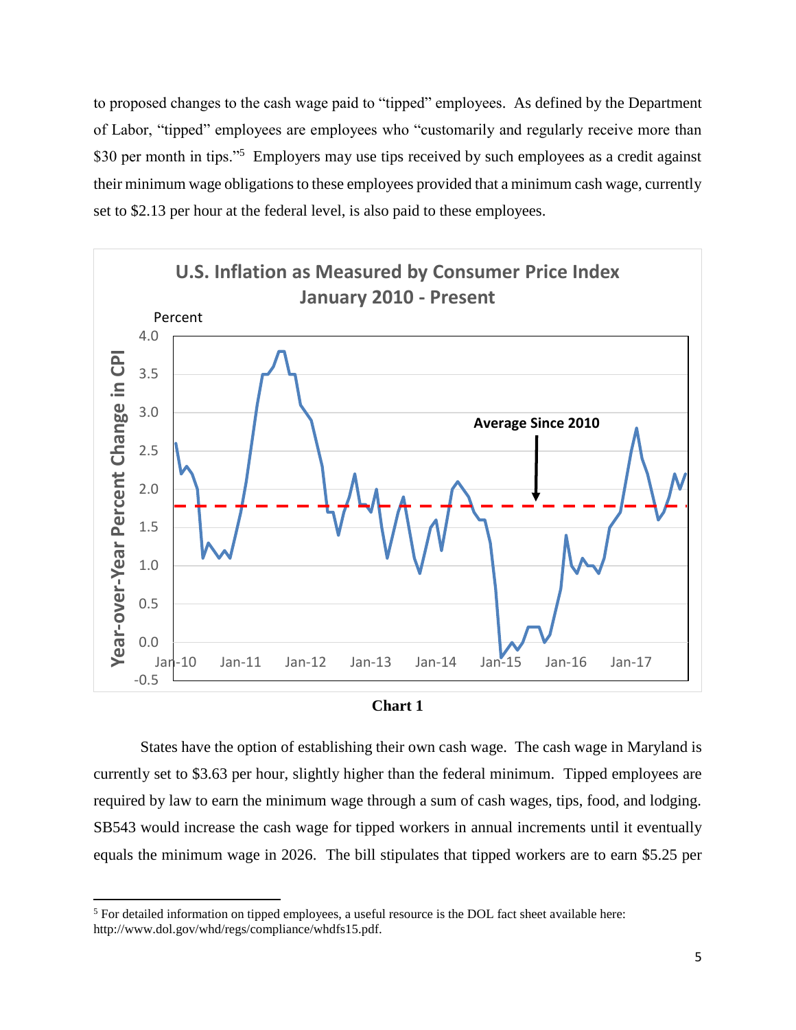to proposed changes to the cash wage paid to "tipped" employees. As defined by the Department of Labor, "tipped" employees are employees who "customarily and regularly receive more than $30 per month in tips."[5] Employers may use tips received by such employees as a credit against their minimum wage obligations to these employees provided that a minimum cash wage, currently set to $2.13 per hour at the federal level, is also paid to these employees.

**Chart 1**

States have the option of establishing their own cash wage. The cash wage in Maryland is currently set to $3.63 per hour, slightly higher than the federal minimum. Tipped employees are required by law to earn the minimum wage through a sum of cash wages, tips, food, and lodging. SB543 would increase the cash wage for tipped workers in annual increments until it eventually equals the minimum wage in 2026. The bill stipulates that tipped workers are to earn $5.25 per

---

[5] For detailed information on tipped employees, a useful resource is the DOL fact sheet available here: http://www.dol.gov/whd/regs/compliance/whdfs15.pdf.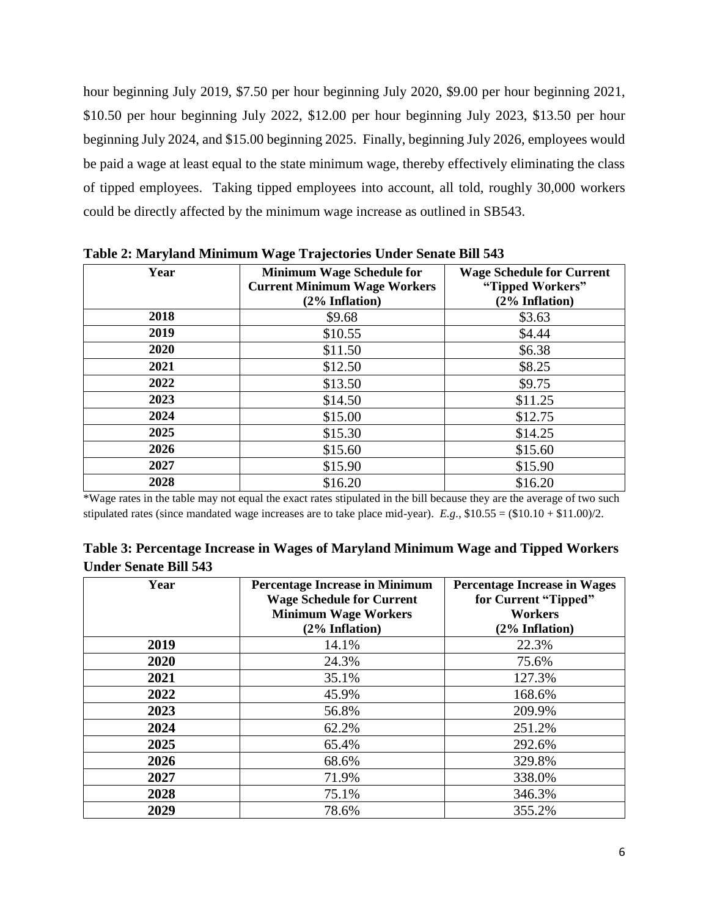hour beginning July 2019, \$7.50 per hour beginning July 2020, \$9.00 per hour beginning 2021, \$10.50 per hour beginning July 2022, \$12.00 per hour beginning July 2023, \$13.50 per hour beginning July 2024, and \$15.00 beginning 2025. Finally, beginning July 2026, employees would be paid a wage at least equal to the state minimum wage, thereby effectively eliminating the class of tipped employees. Taking tipped employees into account, all told, roughly 30,000 workers could be directly affected by the minimum wage increase as outlined in SB543.

**Table 2: Maryland Minimum Wage Trajectories Under Senate Bill 543**

| Year | Minimum Wage Schedule for Current Minimum Wage Workers (2% Inflation) | Wage Schedule for Current "Tipped Workers" (2% Inflation) |
|---|---|---|
| **2018** | \$9.68 | \$3.63 |
| **2019** | \$10.55 | \$4.44 |
| **2020** | \$11.50 | \$6.38 |
| **2021** | \$12.50 | \$8.25 |
| **2022** | \$13.50 | \$9.75 |
| **2023** | \$14.50 | \$11.25 |
| **2024** | \$15.00 | \$12.75 |
| **2025** | \$15.30 | \$14.25 |
| **2026** | \$15.60 | \$15.60 |
| **2027** | \$15.90 | \$15.90 |
| **2028** | \$16.20 | \$16.20 |

*Wage rates in the table may not equal the exact rates stipulated in the bill because they are the average of two such stipulated rates (since mandated wage increases are to take place mid-year). *E.g.*, \$10.55 = (\$10.10 + \$11.00)/2.

**Table 3: Percentage Increase in Wages of Maryland Minimum Wage and Tipped Workers Under Senate Bill 543**

| Year | Percentage Increase in Minimum Wage Schedule for Current Minimum Wage Workers (2% Inflation) | Percentage Increase in Wages for Current "Tipped" Workers (2% Inflation) |
|---|---|---|
| **2019** | 14.1% | 22.3% |
| **2020** | 24.3% | 75.6% |
| **2021** | 35.1% | 127.3% |
| **2022** | 45.9% | 168.6% |
| **2023** | 56.8% | 209.9% |
| **2024** | 62.2% | 251.2% |
| **2025** | 65.4% | 292.6% |
| **2026** | 68.6% | 329.8% |
| **2027** | 71.9% | 338.0% |
| **2028** | 75.1% | 346.3% |
| **2029** | 78.6% | 355.2% |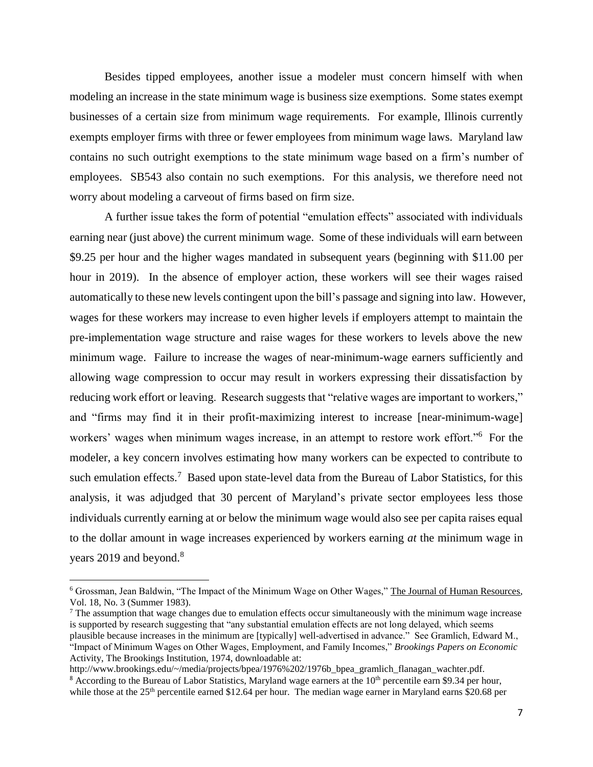Besides tipped employees, another issue a modeler must concern himself with when modeling an increase in the state minimum wage is business size exemptions. Some states exempt businesses of a certain size from minimum wage requirements. For example, Illinois currently exempts employer firms with three or fewer employees from minimum wage laws. Maryland law contains no such outright exemptions to the state minimum wage based on a firm's number of employees. SB543 also contain no such exemptions. For this analysis, we therefore need not worry about modeling a carveout of firms based on firm size.

A further issue takes the form of potential "emulation effects" associated with individuals earning near (just above) the current minimum wage. Some of these individuals will earn between \$9.25 per hour and the higher wages mandated in subsequent years (beginning with \$11.00 per hour in 2019). In the absence of employer action, these workers will see their wages raised automatically to these new levels contingent upon the bill's passage and signing into law. However, wages for these workers may increase to even higher levels if employers attempt to maintain the pre-implementation wage structure and raise wages for these workers to levels above the new minimum wage. Failure to increase the wages of near-minimum-wage earners sufficiently and allowing wage compression to occur may result in workers expressing their dissatisfaction by reducing work effort or leaving. Research suggests that "relative wages are important to workers," and "firms may find it in their profit-maximizing interest to increase [near-minimum-wage] workers' wages when minimum wages increase, in an attempt to restore work effort."[6] For the modeler, a key concern involves estimating how many workers can be expected to contribute to such emulation effects.[7] Based upon state-level data from the Bureau of Labor Statistics, for this analysis, it was adjudged that 30 percent of Maryland's private sector employees less those individuals currently earning at or below the minimum wage would also see per capita raises equal to the dollar amount in wage increases experienced by workers earning *at* the minimum wage in years 2019 and beyond.[8]

---

[6] Grossman, Jean Baldwin, "The Impact of the Minimum Wage on Other Wages," The Journal of Human Resources, Vol. 18, No. 3 (Summer 1983).

[7] The assumption that wage changes due to emulation effects occur simultaneously with the minimum wage increase is supported by research suggesting that "any substantial emulation effects are not long delayed, which seems plausible because increases in the minimum are [typically] well-advertised in advance." See Gramlich, Edward M., "Impact of Minimum Wages on Other Wages, Employment, and Family Incomes," *Brookings Papers on Economic* Activity, The Brookings Institution, 1974, downloadable at: http://www.brookings.edu/~/media/projects/bpea/1976%202/1976b_bpea_gramlich_flanagan_wachter.pdf.

[8] According to the Bureau of Labor Statistics, Maryland wage earners at the 10th percentile earn \$9.34 per hour, while those at the 25th percentile earned \$12.64 per hour. The median wage earner in Maryland earns \$20.68 per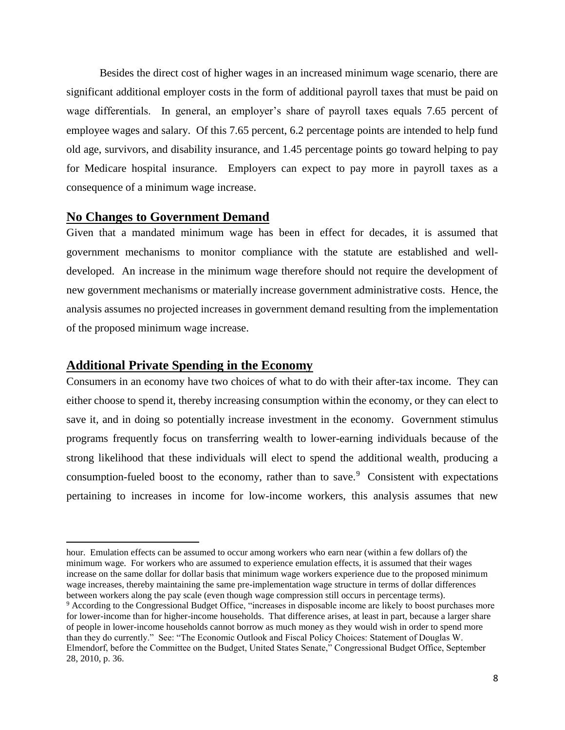Besides the direct cost of higher wages in an increased minimum wage scenario, there are significant additional employer costs in the form of additional payroll taxes that must be paid on wage differentials. In general, an employer's share of payroll taxes equals 7.65 percent of employee wages and salary. Of this 7.65 percent, 6.2 percentage points are intended to help fund old age, survivors, and disability insurance, and 1.45 percentage points go toward helping to pay for Medicare hospital insurance. Employers can expect to pay more in payroll taxes as a consequence of a minimum wage increase.

## No Changes to Government Demand

Given that a mandated minimum wage has been in effect for decades, it is assumed that government mechanisms to monitor compliance with the statute are established and well-developed. An increase in the minimum wage therefore should not require the development of new government mechanisms or materially increase government administrative costs. Hence, the analysis assumes no projected increases in government demand resulting from the implementation of the proposed minimum wage increase.

## Additional Private Spending in the Economy

Consumers in an economy have two choices of what to do with their after-tax income. They can either choose to spend it, thereby increasing consumption within the economy, or they can elect to save it, and in doing so potentially increase investment in the economy. Government stimulus programs frequently focus on transferring wealth to lower-earning individuals because of the strong likelihood that these individuals will elect to spend the additional wealth, producing a consumption-fueled boost to the economy, rather than to save.[9] Consistent with expectations pertaining to increases in income for low-income workers, this analysis assumes that new

---

hour. Emulation effects can be assumed to occur among workers who earn near (within a few dollars of) the minimum wage. For workers who are assumed to experience emulation effects, it is assumed that their wages increase on the same dollar for dollar basis that minimum wage workers experience due to the proposed minimum wage increases, thereby maintaining the same pre-implementation wage structure in terms of dollar differences between workers along the pay scale (even though wage compression still occurs in percentage terms).

[9] According to the Congressional Budget Office, "increases in disposable income are likely to boost purchases more for lower-income than for higher-income households. That difference arises, at least in part, because a larger share of people in lower-income households cannot borrow as much money as they would wish in order to spend more than they do currently." See: "The Economic Outlook and Fiscal Policy Choices: Statement of Douglas W. Elmendorf, before the Committee on the Budget, United States Senate," Congressional Budget Office, September 28, 2010, p. 36.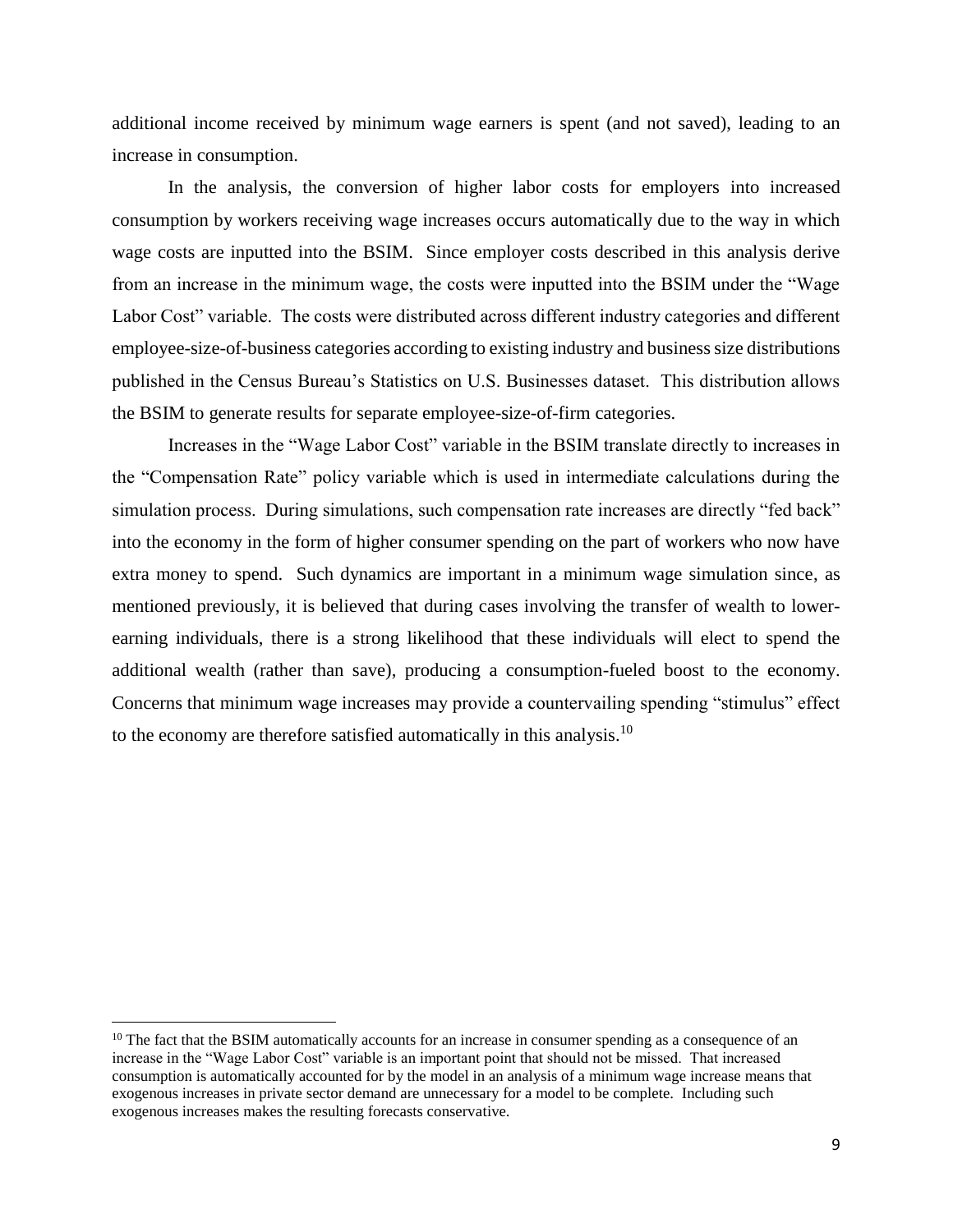additional income received by minimum wage earners is spent (and not saved), leading to an increase in consumption.

In the analysis, the conversion of higher labor costs for employers into increased consumption by workers receiving wage increases occurs automatically due to the way in which wage costs are inputted into the BSIM. Since employer costs described in this analysis derive from an increase in the minimum wage, the costs were inputted into the BSIM under the "Wage Labor Cost" variable. The costs were distributed across different industry categories and different employee-size-of-business categories according to existing industry and business size distributions published in the Census Bureau's Statistics on U.S. Businesses dataset. This distribution allows the BSIM to generate results for separate employee-size-of-firm categories.

Increases in the "Wage Labor Cost" variable in the BSIM translate directly to increases in the "Compensation Rate" policy variable which is used in intermediate calculations during the simulation process. During simulations, such compensation rate increases are directly "fed back" into the economy in the form of higher consumer spending on the part of workers who now have extra money to spend. Such dynamics are important in a minimum wage simulation since, as mentioned previously, it is believed that during cases involving the transfer of wealth to lower-earning individuals, there is a strong likelihood that these individuals will elect to spend the additional wealth (rather than save), producing a consumption-fueled boost to the economy. Concerns that minimum wage increases may provide a countervailing spending "stimulus" effect to the economy are therefore satisfied automatically in this analysis.[10]

---

[10] The fact that the BSIM automatically accounts for an increase in consumer spending as a consequence of an increase in the "Wage Labor Cost" variable is an important point that should not be missed. That increased consumption is automatically accounted for by the model in an analysis of a minimum wage increase means that exogenous increases in private sector demand are unnecessary for a model to be complete. Including such exogenous increases makes the resulting forecasts conservative.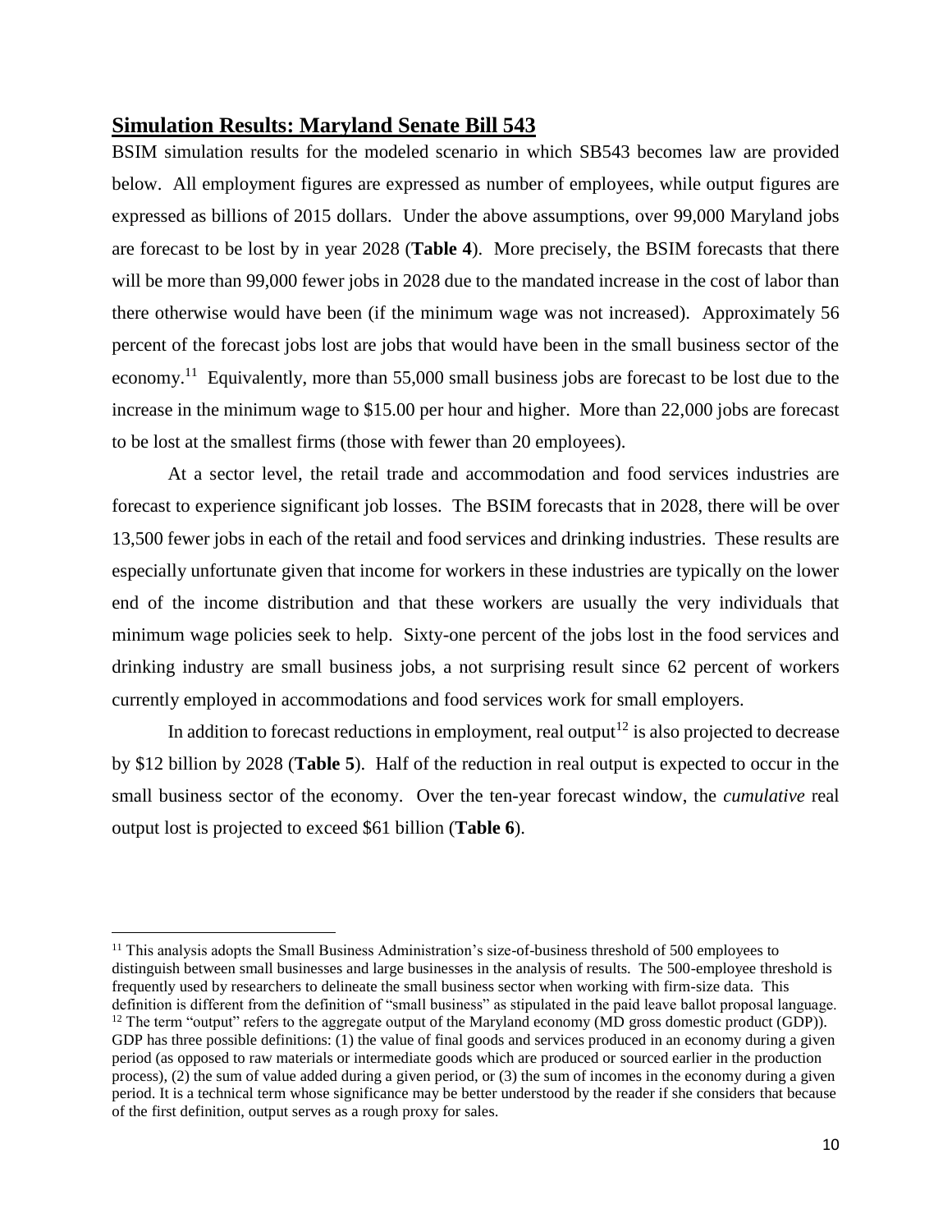## Simulation Results: Maryland Senate Bill 543

BSIM simulation results for the modeled scenario in which SB543 becomes law are provided below. All employment figures are expressed as number of employees, while output figures are expressed as billions of 2015 dollars. Under the above assumptions, over 99,000 Maryland jobs are forecast to be lost by in year 2028 (**Table 4**). More precisely, the BSIM forecasts that there will be more than 99,000 fewer jobs in 2028 due to the mandated increase in the cost of labor than there otherwise would have been (if the minimum wage was not increased). Approximately 56 percent of the forecast jobs lost are jobs that would have been in the small business sector of the economy.[11] Equivalently, more than 55,000 small business jobs are forecast to be lost due to the increase in the minimum wage to $15.00 per hour and higher. More than 22,000 jobs are forecast to be lost at the smallest firms (those with fewer than 20 employees).

At a sector level, the retail trade and accommodation and food services industries are forecast to experience significant job losses. The BSIM forecasts that in 2028, there will be over 13,500 fewer jobs in each of the retail and food services and drinking industries. These results are especially unfortunate given that income for workers in these industries are typically on the lower end of the income distribution and that these workers are usually the very individuals that minimum wage policies seek to help. Sixty-one percent of the jobs lost in the food services and drinking industry are small business jobs, a not surprising result since 62 percent of workers currently employed in accommodations and food services work for small employers.

In addition to forecast reductions in employment, real output[12] is also projected to decrease by $12 billion by 2028 (**Table 5**). Half of the reduction in real output is expected to occur in the small business sector of the economy. Over the ten-year forecast window, the *cumulative* real output lost is projected to exceed $61 billion (**Table 6**).

---

[11] This analysis adopts the Small Business Administration's size-of-business threshold of 500 employees to distinguish between small businesses and large businesses in the analysis of results. The 500-employee threshold is frequently used by researchers to delineate the small business sector when working with firm-size data. This definition is different from the definition of "small business" as stipulated in the paid leave ballot proposal language.

[12] The term "output" refers to the aggregate output of the Maryland economy (MD gross domestic product (GDP)). GDP has three possible definitions: (1) the value of final goods and services produced in an economy during a given period (as opposed to raw materials or intermediate goods which are produced or sourced earlier in the production process), (2) the sum of value added during a given period, or (3) the sum of incomes in the economy during a given period. It is a technical term whose significance may be better understood by the reader if she considers that because of the first definition, output serves as a rough proxy for sales.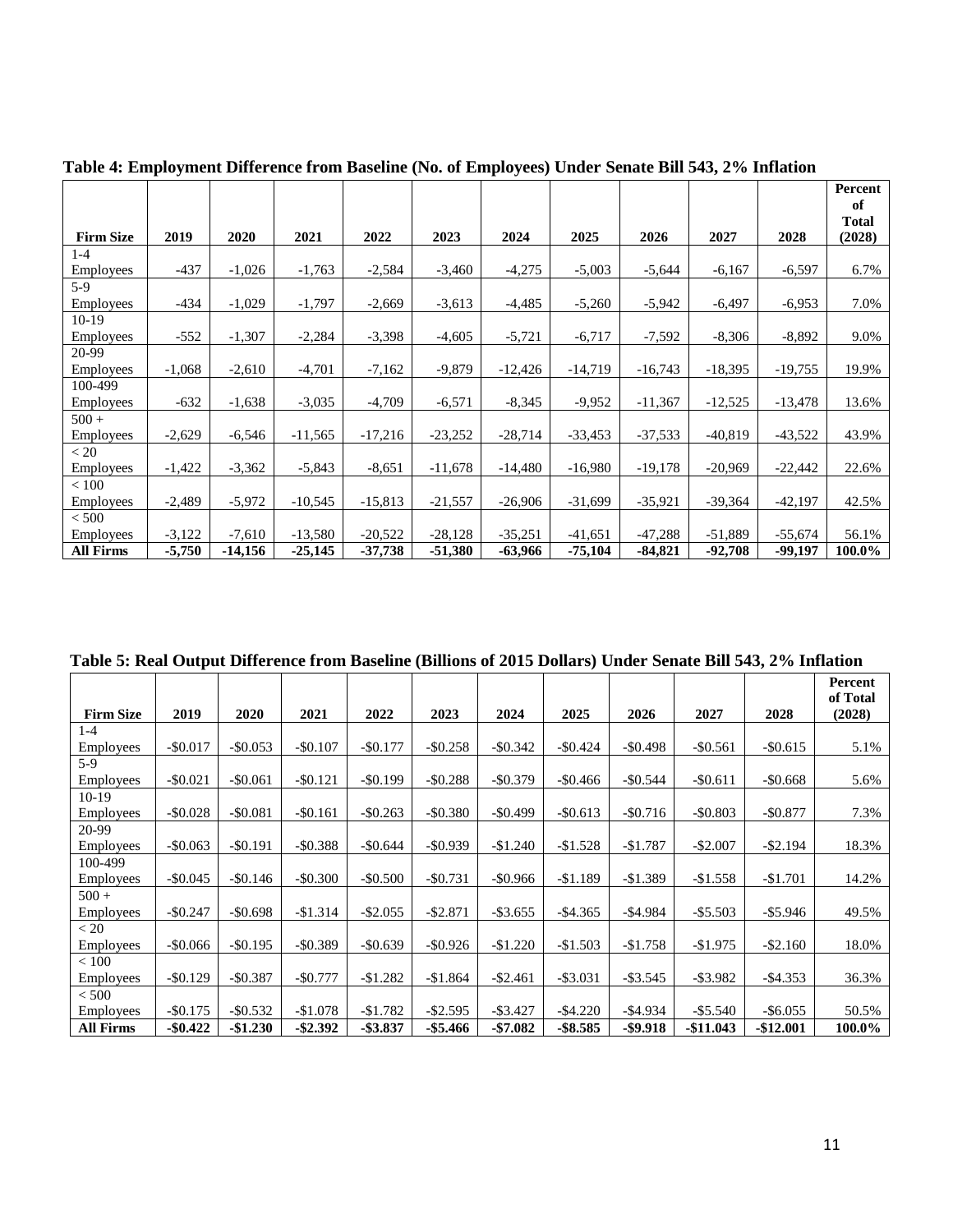**Table 4: Employment Difference from Baseline (No. of Employees) Under Senate Bill 543, 2% Inflation**

| Firm Size | 2019 | 2020 | 2021 | 2022 | 2023 | 2024 | 2025 | 2026 | 2027 | 2028 | Percent of Total (2028) |
|---|---|---|---|---|---|---|---|---|---|---|---|
| 1-4 Employees | -437 | -1,026 | -1,763 | -2,584 | -3,460 | -4,275 | -5,003 | -5,644 | -6,167 | -6,597 | 6.7% |
| 5-9 Employees | -434 | -1,029 | -1,797 | -2,669 | -3,613 | -4,485 | -5,260 | -5,942 | -6,497 | -6,953 | 7.0% |
| 10-19 Employees | -552 | -1,307 | -2,284 | -3,398 | -4,605 | -5,721 | -6,717 | -7,592 | -8,306 | -8,892 | 9.0% |
| 20-99 Employees | -1,068 | -2,610 | -4,701 | -7,162 | -9,879 | -12,426 | -14,719 | -16,743 | -18,395 | -19,755 | 19.9% |
| 100-499 Employees | -632 | -1,638 | -3,035 | -4,709 | -6,571 | -8,345 | -9,952 | -11,367 | -12,525 | -13,478 | 13.6% |
| 500 + Employees | -2,629 | -6,546 | -11,565 | -17,216 | -23,252 | -28,714 | -33,453 | -37,533 | -40,819 | -43,522 | 43.9% |
| < 20 Employees | -1,422 | -3,362 | -5,843 | -8,651 | -11,678 | -14,480 | -16,980 | -19,178 | -20,969 | -22,442 | 22.6% |
| < 100 Employees | -2,489 | -5,972 | -10,545 | -15,813 | -21,557 | -26,906 | -31,699 | -35,921 | -39,364 | -42,197 | 42.5% |
| < 500 Employees | -3,122 | -7,610 | -13,580 | -20,522 | -28,128 | -35,251 | -41,651 | -47,288 | -51,889 | -55,674 | 56.1% |
| **All Firms** | **-5,750** | **-14,156** | **-25,145** | **-37,738** | **-51,380** | **-63,966** | **-75,104** | **-84,821** | **-92,708** | **-99,197** | **100.0%** |

**Table 5: Real Output Difference from Baseline (Billions of 2015 Dollars) Under Senate Bill 543, 2% Inflation**

| Firm Size | 2019 | 2020 | 2021 | 2022 | 2023 | 2024 | 2025 | 2026 | 2027 | 2028 | Percent of Total (2028) |
|---|---|---|---|---|---|---|---|---|---|---|---|
| 1-4 Employees | -$0.017 | -$0.053 | -$0.107 | -$0.177 | -$0.258 | -$0.342 | -$0.424 | -$0.498 | -$0.561 | -$0.615 | 5.1% |
| 5-9 Employees | -$0.021 | -$0.061 | -$0.121 | -$0.199 | -$0.288 | -$0.379 | -$0.466 | -$0.544 | -$0.611 | -$0.668 | 5.6% |
| 10-19 Employees | -$0.028 | -$0.081 | -$0.161 | -$0.263 | -$0.380 | -$0.499 | -$0.613 | -$0.716 | -$0.803 | -$0.877 | 7.3% |
| 20-99 Employees | -$0.063 | -$0.191 | -$0.388 | -$0.644 | -$0.939 | -$1.240 | -$1.528 | -$1.787 | -$2.007 | -$2.194 | 18.3% |
| 100-499 Employees | -$0.045 | -$0.146 | -$0.300 | -$0.500 | -$0.731 | -$0.966 | -$1.189 | -$1.389 | -$1.558 | -$1.701 | 14.2% |
| 500 + Employees | -$0.247 | -$0.698 | -$1.314 | -$2.055 | -$2.871 | -$3.655 | -$4.365 | -$4.984 | -$5.503 | -$5.946 | 49.5% |
| < 20 Employees | -$0.066 | -$0.195 | -$0.389 | -$0.639 | -$0.926 | -$1.220 | -$1.503 | -$1.758 | -$1.975 | -$2.160 | 18.0% |
| < 100 Employees | -$0.129 | -$0.387 | -$0.777 | -$1.282 | -$1.864 | -$2.461 | -$3.031 | -$3.545 | -$3.982 | -$4.353 | 36.3% |
| < 500 Employees | -$0.175 | -$0.532 | -$1.078 | -$1.782 | -$2.595 | -$3.427 | -$4.220 | -$4.934 | -$5.540 | -$6.055 | 50.5% |
| **All Firms** | **-$0.422** | **-$1.230** | **-$2.392** | **-$3.837** | **-$5.466** | **-$7.082** | **-$8.585** | **-$9.918** | **-$11.043** | **-$12.001** | **100.0%** |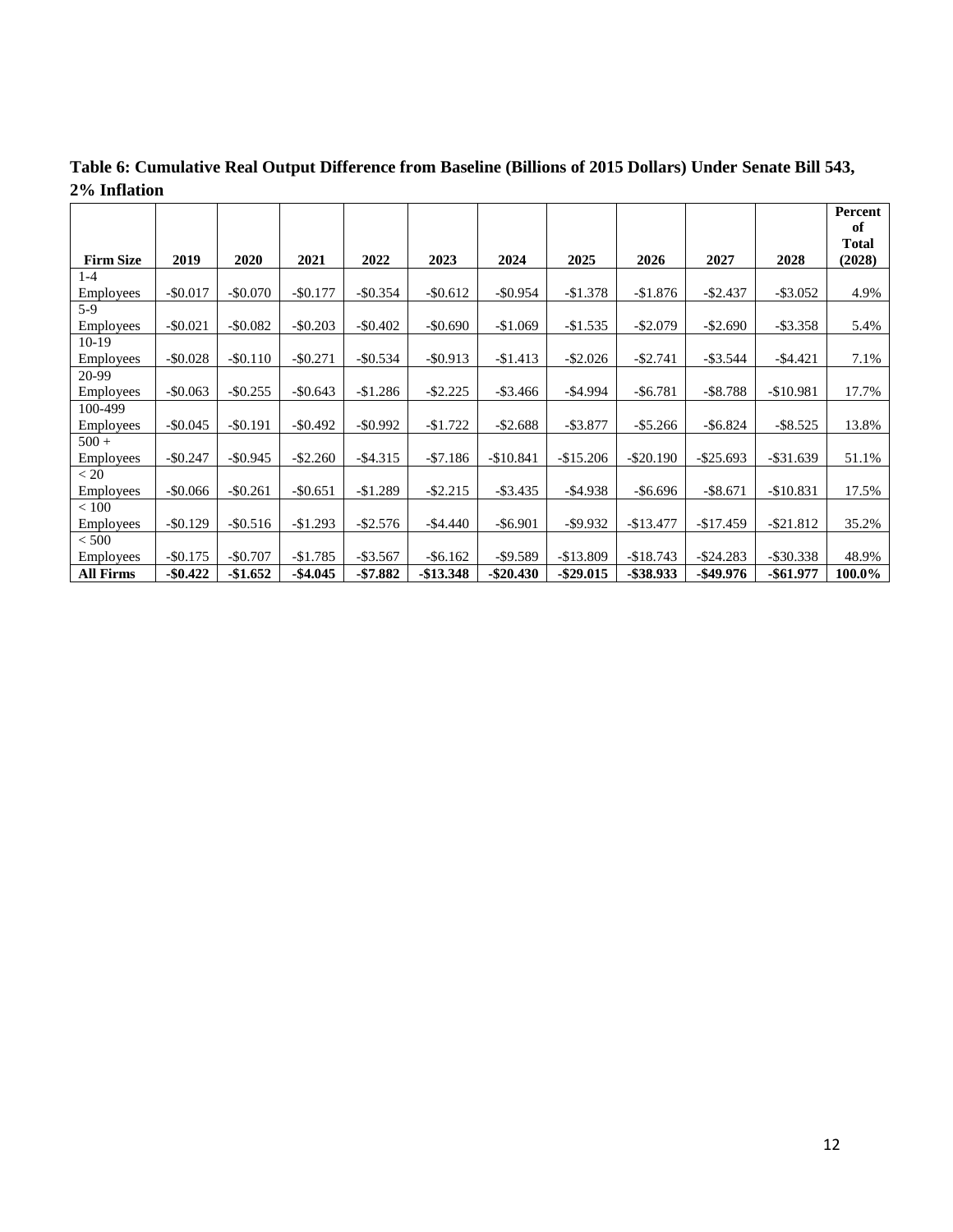**Table 6: Cumulative Real Output Difference from Baseline (Billions of 2015 Dollars) Under Senate Bill 543, 2% Inflation**

| Firm Size | 2019 | 2020 | 2021 | 2022 | 2023 | 2024 | 2025 | 2026 | 2027 | 2028 | Percent of Total (2028) |
|---|---|---|---|---|---|---|---|---|---|---|---|
| 1-4 Employees | -$0.017 | -$0.070 | -$0.177 | -$0.354 | -$0.612 | -$0.954 | -$1.378 | -$1.876 | -$2.437 | -$3.052 | 4.9% |
| 5-9 Employees | -$0.021 | -$0.082 | -$0.203 | -$0.402 | -$0.690 | -$1.069 | -$1.535 | -$2.079 | -$2.690 | -$3.358 | 5.4% |
| 10-19 Employees | -$0.028 | -$0.110 | -$0.271 | -$0.534 | -$0.913 | -$1.413 | -$2.026 | -$2.741 | -$3.544 | -$4.421 | 7.1% |
| 20-99 Employees | -$0.063 | -$0.255 | -$0.643 | -$1.286 | -$2.225 | -$3.466 | -$4.994 | -$6.781 | -$8.788 | -$10.981 | 17.7% |
| 100-499 Employees | -$0.045 | -$0.191 | -$0.492 | -$0.992 | -$1.722 | -$2.688 | -$3.877 | -$5.266 | -$6.824 | -$8.525 | 13.8% |
| 500 + Employees | -$0.247 | -$0.945 | -$2.260 | -$4.315 | -$7.186 | -$10.841 | -$15.206 | -$20.190 | -$25.693 | -$31.639 | 51.1% |
| < 20 Employees | -$0.066 | -$0.261 | -$0.651 | -$1.289 | -$2.215 | -$3.435 | -$4.938 | -$6.696 | -$8.671 | -$10.831 | 17.5% |
| < 100 Employees | -$0.129 | -$0.516 | -$1.293 | -$2.576 | -$4.440 | -$6.901 | -$9.932 | -$13.477 | -$17.459 | -$21.812 | 35.2% |
| < 500 Employees | -$0.175 | -$0.707 | -$1.785 | -$3.567 | -$6.162 | -$9.589 | -$13.809 | -$18.743 | -$24.283 | -$30.338 | 48.9% |
| **All Firms** | **-$0.422** | **-$1.652** | **-$4.045** | **-$7.882** | **-$13.348** | **-$20.430** | **-$29.015** | **-$38.933** | **-$49.976** | **-$61.977** | **100.0%** |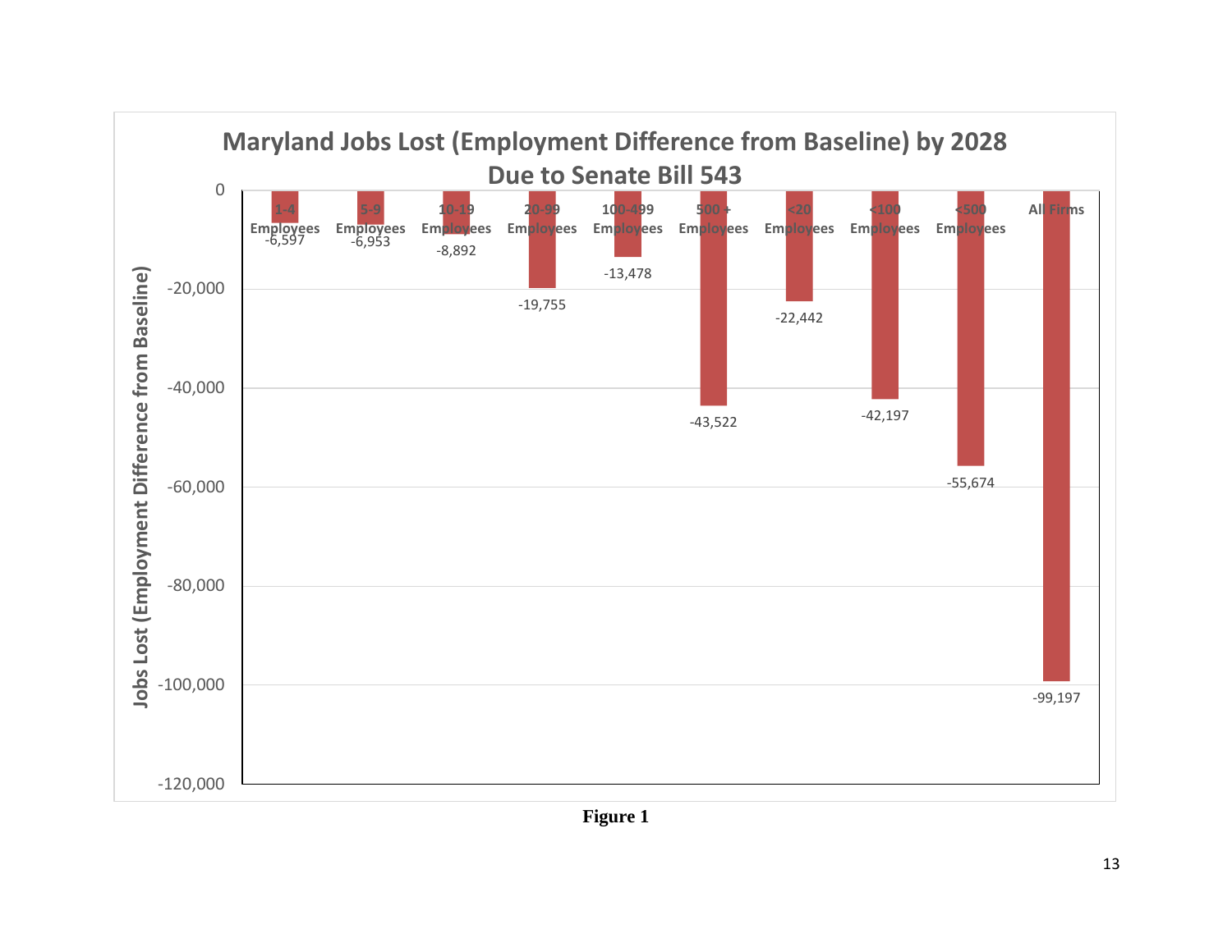**Maryland Jobs Lost (Employment Difference from Baseline) by 2028 Due to Senate Bill 543**

| Category | Jobs Lost (Employment Difference from Baseline) |
| --- | --- |
| 1-4 Employees | -6,597 |
| 5-9 Employees | -6,953 |
| 10-19 Employees | -8,892 |
| 20-99 Employees | -19,755 |
| 100-499 Employees | -13,478 |
| 500 + Employees | -43,522 |
| <20 Employees | -22,442 |
| <100 Employees | -42,197 |
| <500 Employees | -55,674 |
| All Firms | -99,197 |

**Figure 1**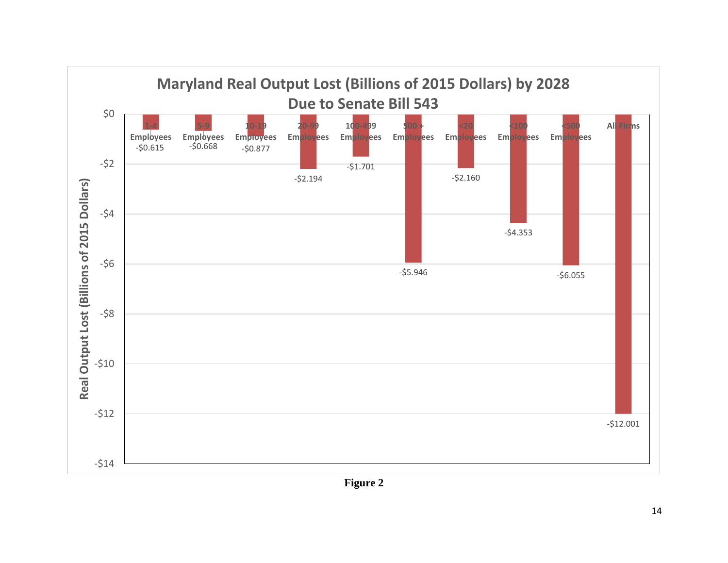**Maryland Real Output Lost (Billions of 2015 Dollars) by 2028 Due to Senate Bill 543**

| Firm Size | Real Output Lost (Billions of 2015 Dollars) |
|---|---|
| 1-4 Employees | -$0.615 |
| 5-9 Employees | -$0.668 |
| 10-19 Employees | -$0.877 |
| 20-99 Employees | -$2.194 |
| 100-499 Employees | -$1.701 |
| 500 + Employees | -$5.946 |
| <20 Employees | -$2.160 |
| <100 Employees | -$4.353 |
| <500 Employees | -$6.055 |
| All Firms | -$12.001 |

**Figure 2**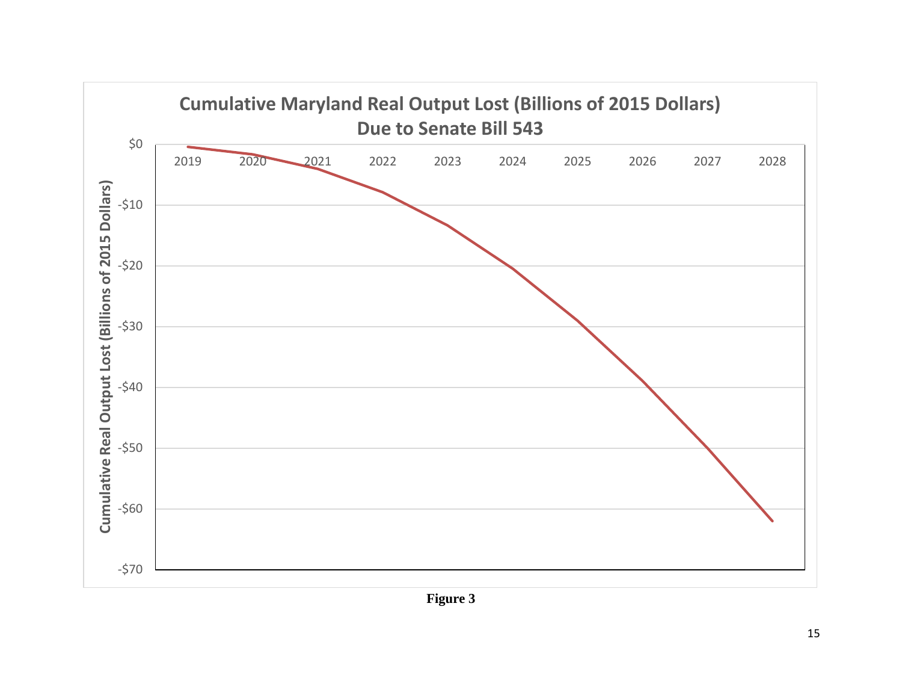**Cumulative Maryland Real Output Lost (Billions of 2015 Dollars) Due to Senate Bill 543**

Cumulative Real Output Lost (Billions of 2015 Dollars)

$0, -$10, -$20, -$30, -$40, -$50, -$60, -$70

2019, 2020, 2021, 2022, 2023, 2024, 2025, 2026, 2027, 2028

**Figure 3**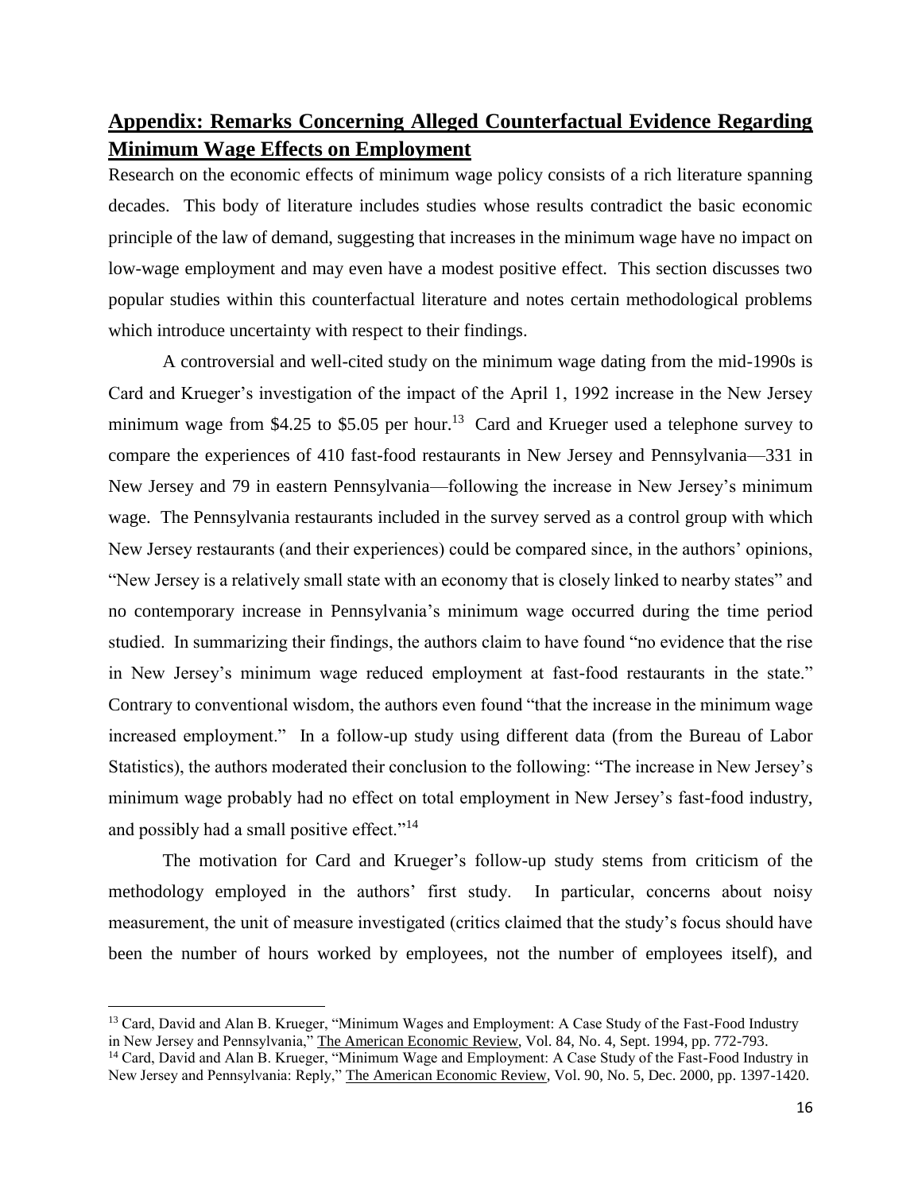## Appendix: Remarks Concerning Alleged Counterfactual Evidence Regarding Minimum Wage Effects on Employment

Research on the economic effects of minimum wage policy consists of a rich literature spanning decades. This body of literature includes studies whose results contradict the basic economic principle of the law of demand, suggesting that increases in the minimum wage have no impact on low-wage employment and may even have a modest positive effect. This section discusses two popular studies within this counterfactual literature and notes certain methodological problems which introduce uncertainty with respect to their findings.

A controversial and well-cited study on the minimum wage dating from the mid-1990s is Card and Krueger's investigation of the impact of the April 1, 1992 increase in the New Jersey minimum wage from $4.25 to $5.05 per hour.[13] Card and Krueger used a telephone survey to compare the experiences of 410 fast-food restaurants in New Jersey and Pennsylvania—331 in New Jersey and 79 in eastern Pennsylvania—following the increase in New Jersey's minimum wage. The Pennsylvania restaurants included in the survey served as a control group with which New Jersey restaurants (and their experiences) could be compared since, in the authors' opinions, "New Jersey is a relatively small state with an economy that is closely linked to nearby states" and no contemporary increase in Pennsylvania's minimum wage occurred during the time period studied. In summarizing their findings, the authors claim to have found "no evidence that the rise in New Jersey's minimum wage reduced employment at fast-food restaurants in the state." Contrary to conventional wisdom, the authors even found "that the increase in the minimum wage increased employment." In a follow-up study using different data (from the Bureau of Labor Statistics), the authors moderated their conclusion to the following: "The increase in New Jersey's minimum wage probably had no effect on total employment in New Jersey's fast-food industry, and possibly had a small positive effect."[14]

The motivation for Card and Krueger's follow-up study stems from criticism of the methodology employed in the authors' first study. In particular, concerns about noisy measurement, the unit of measure investigated (critics claimed that the study's focus should have been the number of hours worked by employees, not the number of employees itself), and

---

[13] Card, David and Alan B. Krueger, "Minimum Wages and Employment: A Case Study of the Fast-Food Industry in New Jersey and Pennsylvania," The American Economic Review, Vol. 84, No. 4, Sept. 1994, pp. 772-793.

[14] Card, David and Alan B. Krueger, "Minimum Wage and Employment: A Case Study of the Fast-Food Industry in New Jersey and Pennsylvania: Reply," The American Economic Review, Vol. 90, No. 5, Dec. 2000, pp. 1397-1420.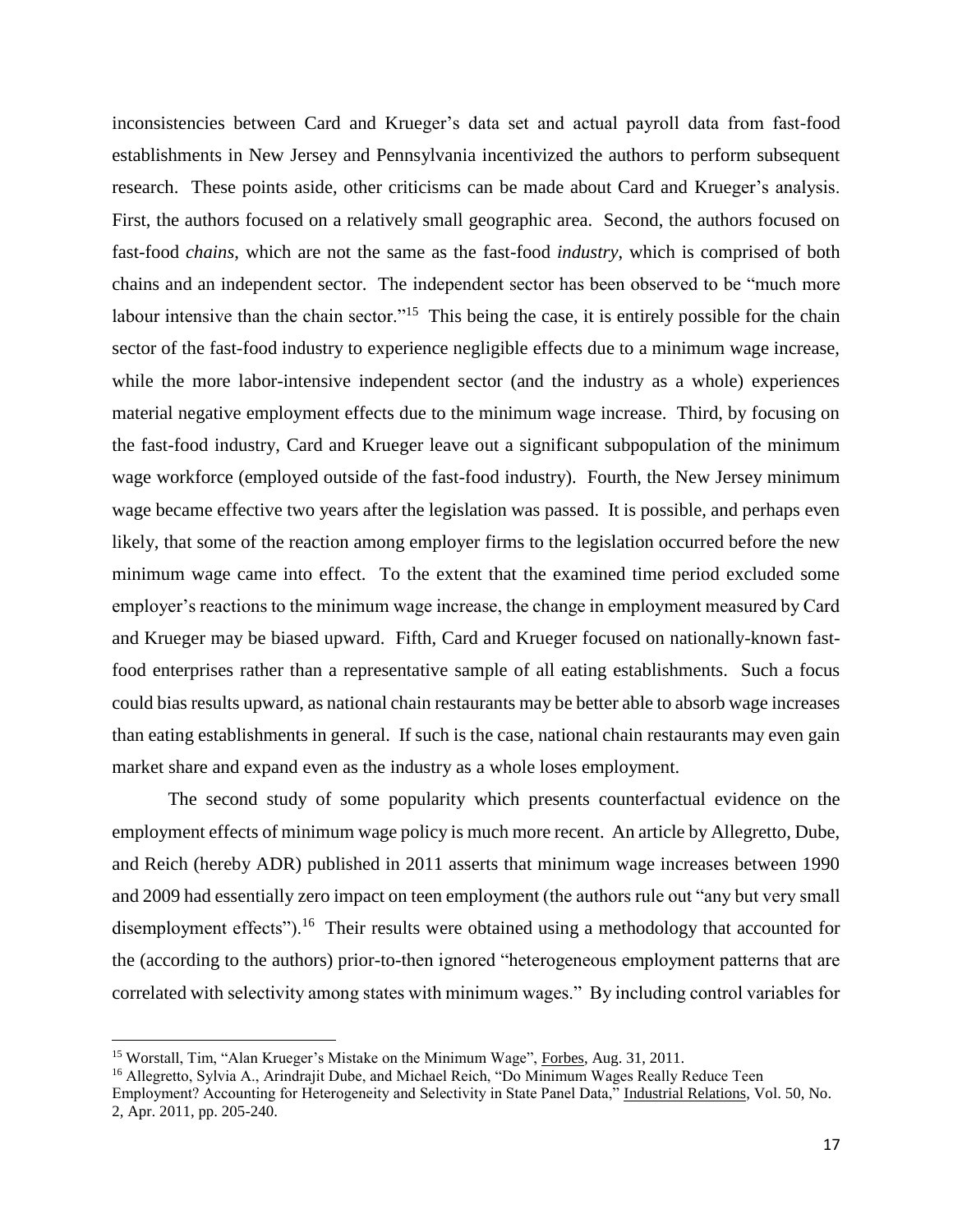inconsistencies between Card and Krueger's data set and actual payroll data from fast-food establishments in New Jersey and Pennsylvania incentivized the authors to perform subsequent research. These points aside, other criticisms can be made about Card and Krueger's analysis. First, the authors focused on a relatively small geographic area. Second, the authors focused on fast-food *chains*, which are not the same as the fast-food *industry*, which is comprised of both chains and an independent sector. The independent sector has been observed to be "much more labour intensive than the chain sector."[15] This being the case, it is entirely possible for the chain sector of the fast-food industry to experience negligible effects due to a minimum wage increase, while the more labor-intensive independent sector (and the industry as a whole) experiences material negative employment effects due to the minimum wage increase. Third, by focusing on the fast-food industry, Card and Krueger leave out a significant subpopulation of the minimum wage workforce (employed outside of the fast-food industry). Fourth, the New Jersey minimum wage became effective two years after the legislation was passed. It is possible, and perhaps even likely, that some of the reaction among employer firms to the legislation occurred before the new minimum wage came into effect. To the extent that the examined time period excluded some employer's reactions to the minimum wage increase, the change in employment measured by Card and Krueger may be biased upward. Fifth, Card and Krueger focused on nationally-known fast-food enterprises rather than a representative sample of all eating establishments. Such a focus could bias results upward, as national chain restaurants may be better able to absorb wage increases than eating establishments in general. If such is the case, national chain restaurants may even gain market share and expand even as the industry as a whole loses employment.

The second study of some popularity which presents counterfactual evidence on the employment effects of minimum wage policy is much more recent. An article by Allegretto, Dube, and Reich (hereby ADR) published in 2011 asserts that minimum wage increases between 1990 and 2009 had essentially zero impact on teen employment (the authors rule out "any but very small disemployment effects").[16] Their results were obtained using a methodology that accounted for the (according to the authors) prior-to-then ignored "heterogeneous employment patterns that are correlated with selectivity among states with minimum wages." By including control variables for

---

[15] Worstall, Tim, "Alan Krueger's Mistake on the Minimum Wage", Forbes, Aug. 31, 2011.

[16] Allegretto, Sylvia A., Arindrajit Dube, and Michael Reich, "Do Minimum Wages Really Reduce Teen Employment? Accounting for Heterogeneity and Selectivity in State Panel Data," Industrial Relations, Vol. 50, No. 2, Apr. 2011, pp. 205-240.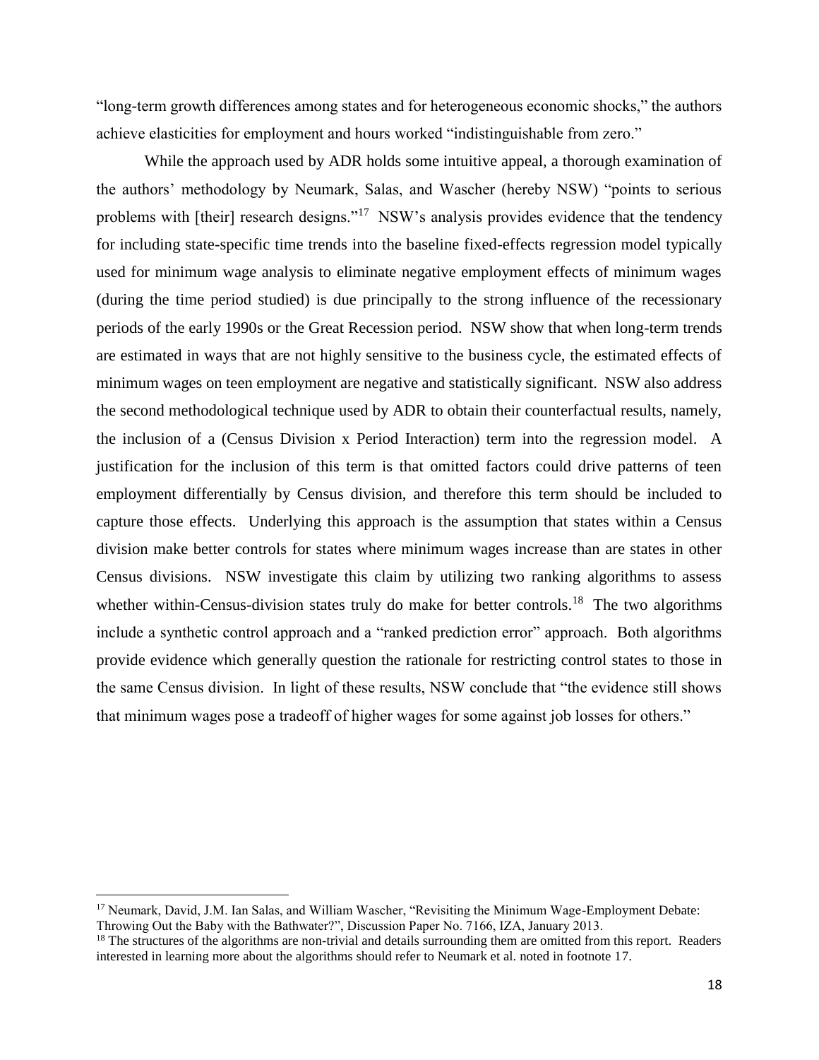"long-term growth differences among states and for heterogeneous economic shocks," the authors achieve elasticities for employment and hours worked "indistinguishable from zero."

While the approach used by ADR holds some intuitive appeal, a thorough examination of the authors' methodology by Neumark, Salas, and Wascher (hereby NSW) "points to serious problems with [their] research designs."[17] NSW's analysis provides evidence that the tendency for including state-specific time trends into the baseline fixed-effects regression model typically used for minimum wage analysis to eliminate negative employment effects of minimum wages (during the time period studied) is due principally to the strong influence of the recessionary periods of the early 1990s or the Great Recession period. NSW show that when long-term trends are estimated in ways that are not highly sensitive to the business cycle, the estimated effects of minimum wages on teen employment are negative and statistically significant. NSW also address the second methodological technique used by ADR to obtain their counterfactual results, namely, the inclusion of a (Census Division x Period Interaction) term into the regression model. A justification for the inclusion of this term is that omitted factors could drive patterns of teen employment differentially by Census division, and therefore this term should be included to capture those effects. Underlying this approach is the assumption that states within a Census division make better controls for states where minimum wages increase than are states in other Census divisions. NSW investigate this claim by utilizing two ranking algorithms to assess whether within-Census-division states truly do make for better controls.[18] The two algorithms include a synthetic control approach and a "ranked prediction error" approach. Both algorithms provide evidence which generally question the rationale for restricting control states to those in the same Census division. In light of these results, NSW conclude that "the evidence still shows that minimum wages pose a tradeoff of higher wages for some against job losses for others."

---

[17] Neumark, David, J.M. Ian Salas, and William Wascher, "Revisiting the Minimum Wage-Employment Debate: Throwing Out the Baby with the Bathwater?", Discussion Paper No. 7166, IZA, January 2013.

[18] The structures of the algorithms are non-trivial and details surrounding them are omitted from this report. Readers interested in learning more about the algorithms should refer to Neumark et al. noted in footnote 17.